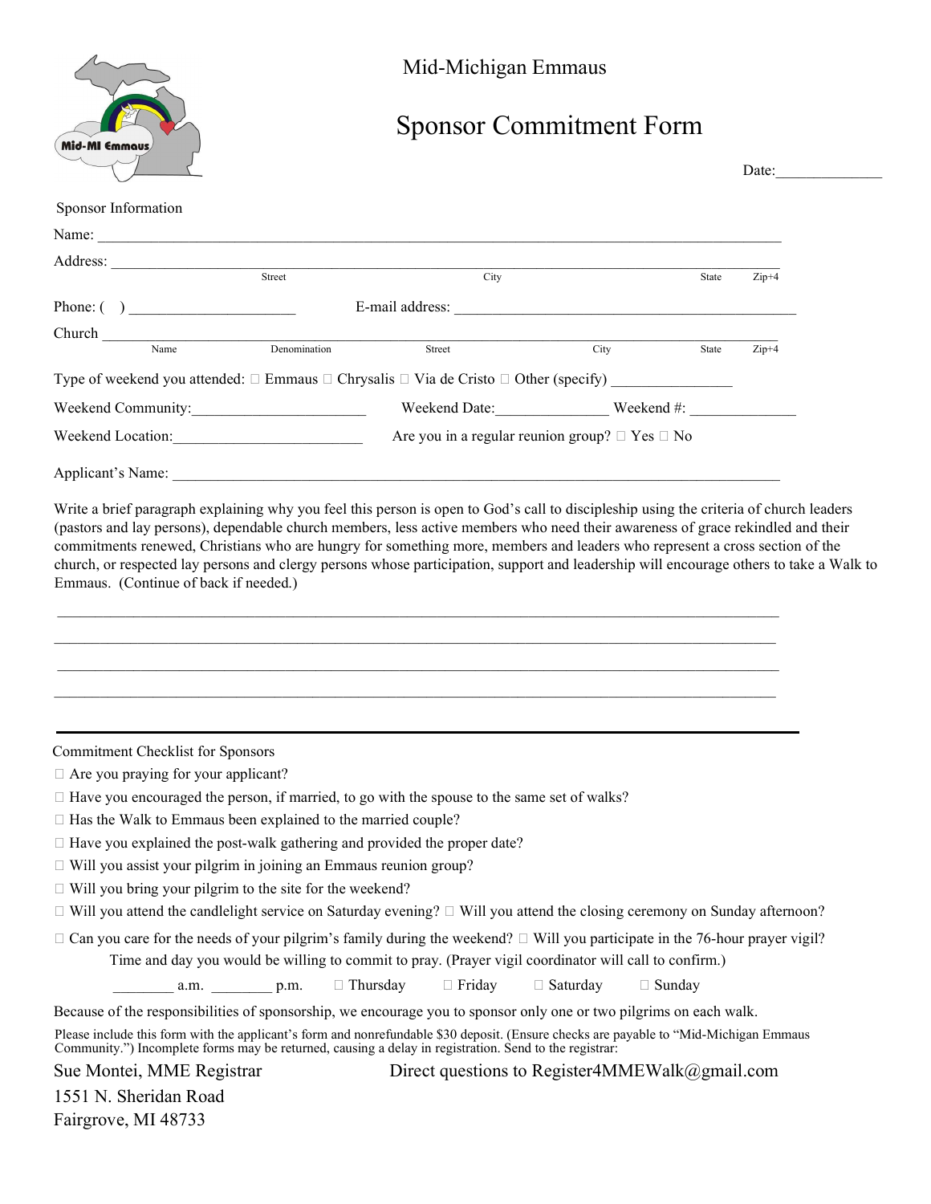Mid-MI Emmaus

Mid-Michigan Emmaus

# Sponsor Commitment Form

Date:______________

Sponsor Information

Name: ________________________________________________________________________________________

Address: ______________________________________________________________________________________
Street City State Zip+4

Phone: ( ) ______________________ E-mail address: _______________________________________________

Church _________________________________________________________________________________________
Name Denomination Street City State Zip+4

Type of weekend you attended: ☐ Emmaus ☐ Chrysalis ☐ Via de Cristo ☐ Other (specify) ________________

Weekend Community:_______________________ Weekend Date:_______________ Weekend #: ______________

Weekend Location:_________________________ Are you in a regular reunion group? ☐ Yes ☐ No

Applicant's Name: _______________________________________________________________________________

Write a brief paragraph explaining why you feel this person is open to God's call to discipleship using the criteria of church leaders (pastors and lay persons), dependable church members, less active members who need their awareness of grace rekindled and their commitments renewed, Christians who are hungry for something more, members and leaders who represent a cross section of the church, or respected lay persons and clergy persons whose participation, support and leadership will encourage others to take a Walk to Emmaus. (Continue of back if needed.)

_______________________________________________________________________________________________

_______________________________________________________________________________________________

_______________________________________________________________________________________________

_______________________________________________________________________________________________

---

Commitment Checklist for Sponsors

☐ Are you praying for your applicant?

☐ Have you encouraged the person, if married, to go with the spouse to the same set of walks?

☐ Has the Walk to Emmaus been explained to the married couple?

☐ Have you explained the post-walk gathering and provided the proper date?

☐ Will you assist your pilgrim in joining an Emmaus reunion group?

☐ Will you bring your pilgrim to the site for the weekend?

☐ Will you attend the candlelight service on Saturday evening? ☐ Will you attend the closing ceremony on Sunday afternoon?

☐ Can you care for the needs of your pilgrim's family during the weekend? ☐ Will you participate in the 76-hour prayer vigil?

Time and day you would be willing to commit to pray. (Prayer vigil coordinator will call to confirm.)

________ a.m. ________ p.m. ☐ Thursday ☐ Friday ☐ Saturday ☐ Sunday

Because of the responsibilities of sponsorship, we encourage you to sponsor only one or two pilgrims on each walk.

Please include this form with the applicant's form and nonrefundable $30 deposit. (Ensure checks are payable to "Mid-Michigan Emmaus Community.") Incomplete forms may be returned, causing a delay in registration. Send to the registrar:

Sue Montei, MME Registrar
1551 N. Sheridan Road
Fairgrove, MI 48733

Direct questions to Register4MMEWalk@gmail.com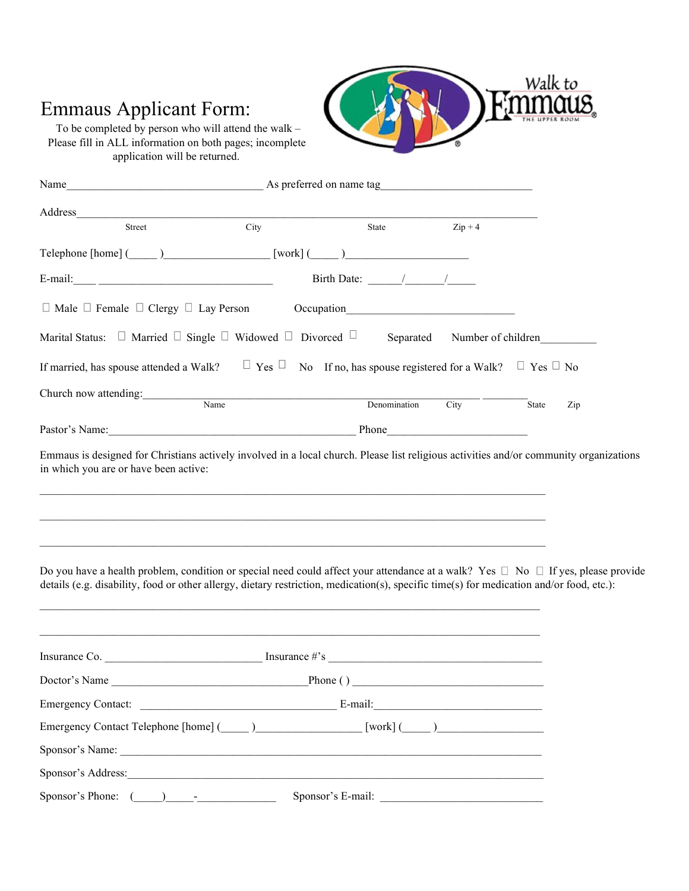# Emmaus Applicant Form:

To be completed by person who will attend the walk – Please fill in ALL information on both pages; incomplete application will be returned.

Walk to Emmaus
THE UPPER ROOM

Name___________________________________ As preferred on name tag___________________________

Address_______________________________________________________________________________
Street City State Zip + 4

Telephone [home] (_____ )__________________ [work] (_____ )______________________

E-mail:____ ________________________________ Birth Date: ______/_______/_____

☐ Male ☐ Female ☐ Clergy ☐ Lay Person Occupation______________________________

Marital Status: ☐ Married ☐ Single ☐ Widowed ☐ Divorced ☐ Separated Number of children__________

If married, has spouse attended a Walk? ☐ Yes ☐ No If no, has spouse registered for a Walk? ☐ Yes ☐ No

Church now attending:___________________________________________________________ ________
Name Denomination City State Zip

Pastor's Name:____________________________________________ Phone________________________

Emmaus is designed for Christians actively involved in a local church. Please list religious activities and/or community organizations in which you are or have been active:

_____________________________________________________________________________________

_____________________________________________________________________________________

_____________________________________________________________________________________

Do you have a health problem, condition or special need could affect your attendance at a walk? Yes ☐ No ☐ If yes, please provide details (e.g. disability, food or other allergy, dietary restriction, medication(s), specific time(s) for medication and/or food, etc.):

_____________________________________________________________________________________

_____________________________________________________________________________________

Insurance Co. ____________________________ Insurance #'s _______________________________________

Doctor's Name __________________________________Phone ( ) __________________________________

Emergency Contact: __________________________________ E-mail:_____________________________

Emergency Contact Telephone [home] (_____ )__________________ [work] (_____ )___________________

Sponsor's Name: __________________________________________________________________________

Sponsor's Address:_________________________________________________________________________

Sponsor's Phone: (_____)_____-______________ Sponsor's E-mail: _____________________________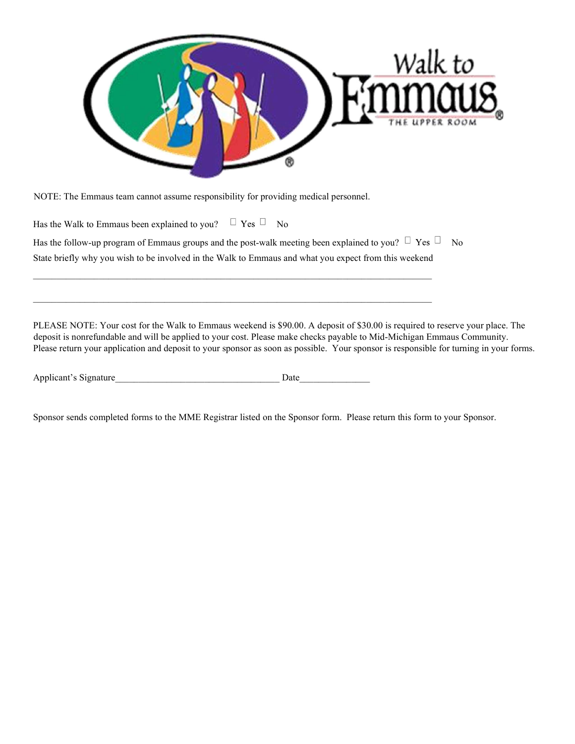Walk to Emmaus

THE UPPER ROOM

NOTE: The Emmaus team cannot assume responsibility for providing medical personnel.

Has the Walk to Emmaus been explained to you? ☐ Yes ☐ No

Has the follow-up program of Emmaus groups and the post-walk meeting been explained to you? ☐ Yes ☐ No

State briefly why you wish to be involved in the Walk to Emmaus and what you expect from this weekend

________________________________________________________________________________

________________________________________________________________________________

PLEASE NOTE: Your cost for the Walk to Emmaus weekend is $90.00. A deposit of $30.00 is required to reserve your place. The deposit is nonrefundable and will be applied to your cost. Please make checks payable to Mid-Michigan Emmaus Community. Please return your application and deposit to your sponsor as soon as possible. Your sponsor is responsible for turning in your forms.

Applicant's Signature__________________________________ Date_______________

Sponsor sends completed forms to the MME Registrar listed on the Sponsor form. Please return this form to your Sponsor.